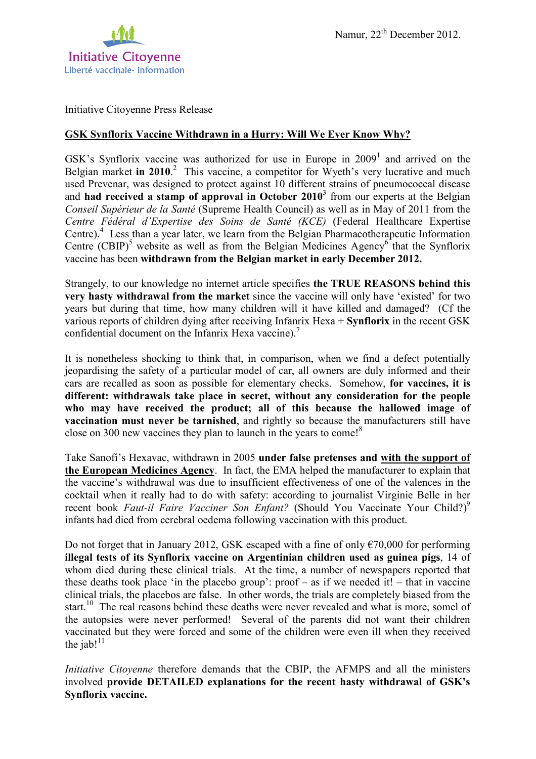Initiative Citoyenne
Liberté vaccinale- information

Namur, 22th December 2012.

Initiative Citoyenne Press Release

## GSK Synflorix Vaccine Withdrawn in a Hurry: Will We Ever Know Why?

GSK's Synflorix vaccine was authorized for use in Europe in 2009[1] and arrived on the Belgian market **in 2010**.[2] This vaccine, a competitor for Wyeth's very lucrative and much used Prevenar, was designed to protect against 10 different strains of pneumococcal disease and **had received a stamp of approval in October 2010**[3] from our experts at the Belgian *Conseil Supérieur de la Santé* (Supreme Health Council) as well as in May of 2011 from the *Centre Fédéral d'Expertise des Soins de Santé (KCE)* (Federal Healthcare Expertise Centre).[4] Less than a year later, we learn from the Belgian Pharmacotherapeutic Information Centre (CBIP)[5] website as well as from the Belgian Medicines Agency[6] that the Synflorix vaccine has been **withdrawn from the Belgian market in early December 2012.**

Strangely, to our knowledge no internet article specifies **the TRUE REASONS behind this very hasty withdrawal from the market** since the vaccine will only have 'existed' for two years but during that time, how many children will it have killed and damaged? (Cf the various reports of children dying after receiving Infanrix Hexa + **Synflorix** in the recent GSK confidential document on the Infanrix Hexa vaccine).[7]

It is nonetheless shocking to think that, in comparison, when we find a defect potentially jeopardising the safety of a particular model of car, all owners are duly informed and their cars are recalled as soon as possible for elementary checks. Somehow, **for vaccines, it is different: withdrawals take place in secret, without any consideration for the people who may have received the product; all of this because the hallowed image of vaccination must never be tarnished**, and rightly so because the manufacturers still have close on 300 new vaccines they plan to launch in the years to come![8]

Take Sanofi's Hexavac, withdrawn in 2005 **under false pretenses and <u>with the support of the European Medicines Agency</u>**. In fact, the EMA helped the manufacturer to explain that the vaccine's withdrawal was due to insufficient effectiveness of one of the valences in the cocktail when it really had to do with safety: according to journalist Virginie Belle in her recent book *Faut-il Faire Vacciner Son Enfant?* (Should You Vaccinate Your Child?)[9] infants had died from cerebral oedema following vaccination with this product.

Do not forget that in January 2012, GSK escaped with a fine of only €70,000 for performing **illegal tests of its Synflorix vaccine on Argentinian children used as guinea pigs**, 14 of whom died during these clinical trials. At the time, a number of newspapers reported that these deaths took place 'in the placebo group': proof – as if we needed it! – that in vaccine clinical trials, the placebos are false. In other words, the trials are completely biased from the start.[10] The real reasons behind these deaths were never revealed and what is more, somel of the autopsies were never performed! Several of the parents did not want their children vaccinated but they were forced and some of the children were even ill when they received the jab![11]

*Initiative Citoyenne* therefore demands that the CBIP, the AFMPS and all the ministers involved **provide DETAILED explanations for the recent hasty withdrawal of GSK's Synflorix vaccine.**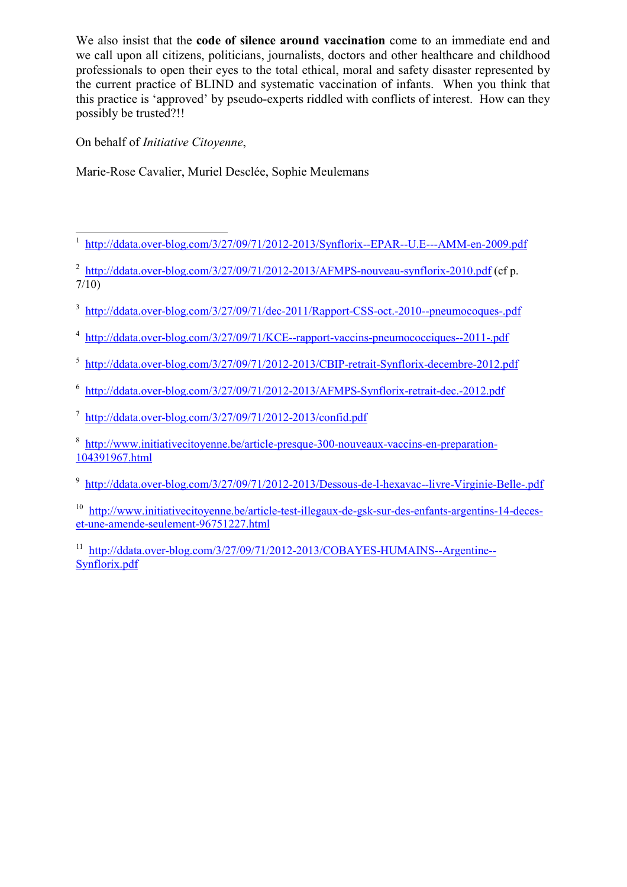We also insist that the **code of silence around vaccination** come to an immediate end and we call upon all citizens, politicians, journalists, doctors and other healthcare and childhood professionals to open their eyes to the total ethical, moral and safety disaster represented by the current practice of BLIND and systematic vaccination of infants. When you think that this practice is 'approved' by pseudo-experts riddled with conflicts of interest. How can they possibly be trusted?!!

On behalf of *Initiative Citoyenne*,

Marie-Rose Cavalier, Muriel Desclée, Sophie Meulemans

---

[1] http://ddata.over-blog.com/3/27/09/71/2012-2013/Synflorix--EPAR--U.E---AMM-en-2009.pdf

[2] http://ddata.over-blog.com/3/27/09/71/2012-2013/AFMPS-nouveau-synflorix-2010.pdf (cf p. 7/10)

[3] http://ddata.over-blog.com/3/27/09/71/dec-2011/Rapport-CSS-oct.-2010--pneumocoques-.pdf

[4] http://ddata.over-blog.com/3/27/09/71/KCE--rapport-vaccins-pneumococciques--2011-.pdf

[5] http://ddata.over-blog.com/3/27/09/71/2012-2013/CBIP-retrait-Synflorix-decembre-2012.pdf

[6] http://ddata.over-blog.com/3/27/09/71/2012-2013/AFMPS-Synflorix-retrait-dec.-2012.pdf

[7] http://ddata.over-blog.com/3/27/09/71/2012-2013/confid.pdf

[8] http://www.initiativecitoyenne.be/article-presque-300-nouveaux-vaccins-en-preparation-104391967.html

[9] http://ddata.over-blog.com/3/27/09/71/2012-2013/Dessous-de-l-hexavac--livre-Virginie-Belle-.pdf

[10] http://www.initiativecitoyenne.be/article-test-illegaux-de-gsk-sur-des-enfants-argentins-14-deces-et-une-amende-seulement-96751227.html

[11] http://ddata.over-blog.com/3/27/09/71/2012-2013/COBAYES-HUMAINS--Argentine--Synflorix.pdf